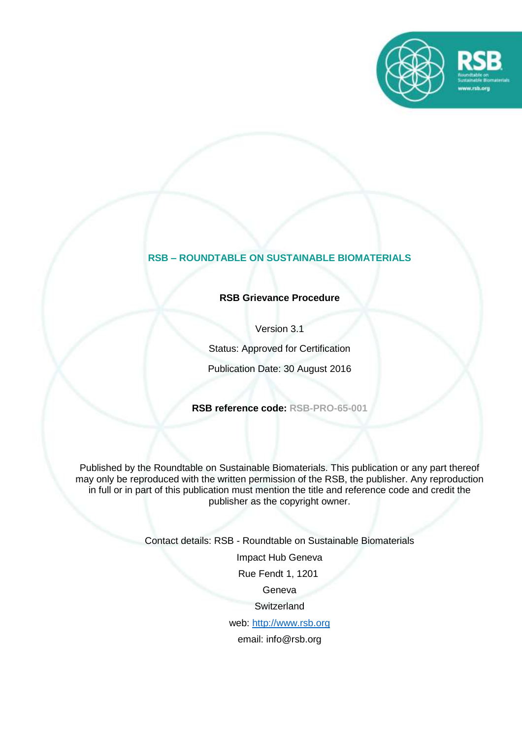# RSB – ROUNDTABLE ON SUSTAINABLE BIOMATERIALS

**RSB Grievance Procedure**

Version 3.1

Status: Approved for Certification

Publication Date: 30 August 2016

**RSB reference code:** **RSB-PRO-65-001**

Published by the Roundtable on Sustainable Biomaterials. This publication or any part thereof may only be reproduced with the written permission of the RSB, the publisher. Any reproduction in full or in part of this publication must mention the title and reference code and credit the publisher as the copyright owner.

Contact details: RSB - Roundtable on Sustainable Biomaterials

Impact Hub Geneva

Rue Fendt 1, 1201

Geneva

Switzerland

web: http://www.rsb.org

email: info@rsb.org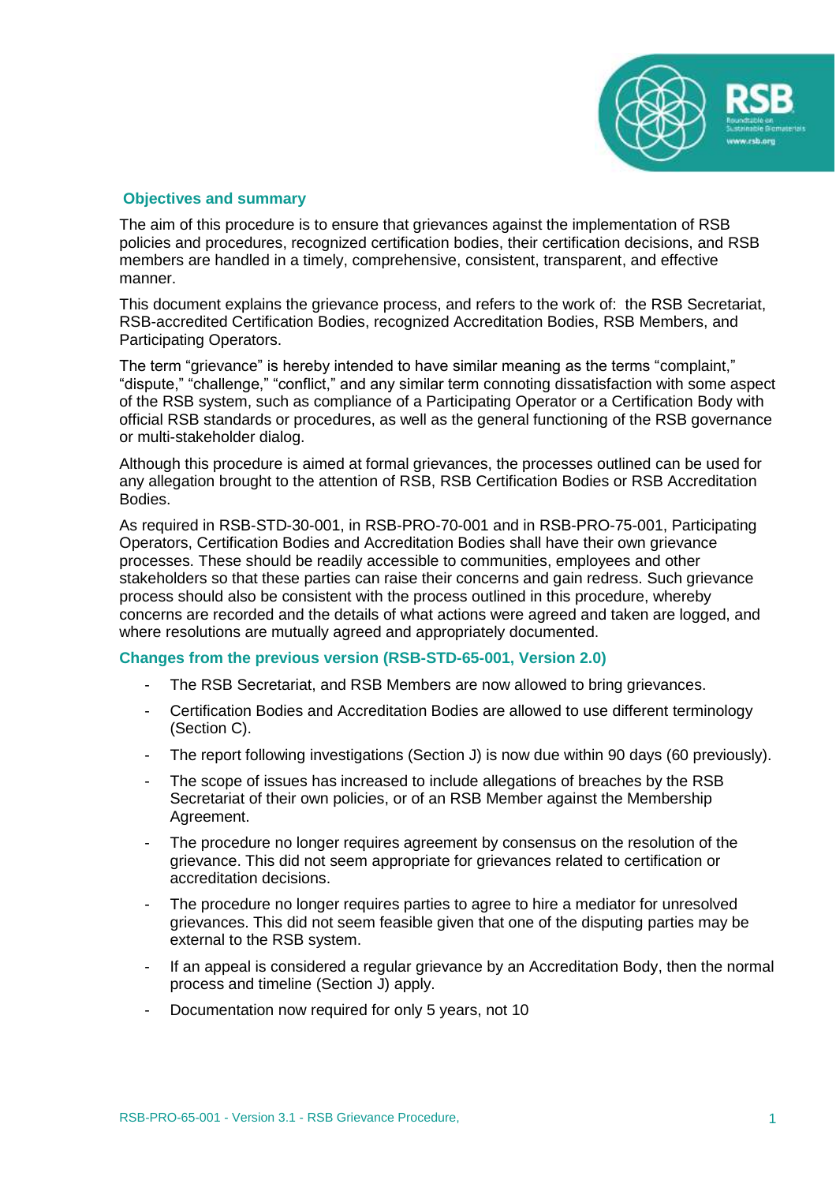## Objectives and summary

The aim of this procedure is to ensure that grievances against the implementation of RSB policies and procedures, recognized certification bodies, their certification decisions, and RSB members are handled in a timely, comprehensive, consistent, transparent, and effective manner.

This document explains the grievance process, and refers to the work of: the RSB Secretariat, RSB-accredited Certification Bodies, recognized Accreditation Bodies, RSB Members, and Participating Operators.

The term "grievance" is hereby intended to have similar meaning as the terms "complaint," "dispute," "challenge," "conflict," and any similar term connoting dissatisfaction with some aspect of the RSB system, such as compliance of a Participating Operator or a Certification Body with official RSB standards or procedures, as well as the general functioning of the RSB governance or multi-stakeholder dialog.

Although this procedure is aimed at formal grievances, the processes outlined can be used for any allegation brought to the attention of RSB, RSB Certification Bodies or RSB Accreditation Bodies.

As required in RSB-STD-30-001, in RSB-PRO-70-001 and in RSB-PRO-75-001, Participating Operators, Certification Bodies and Accreditation Bodies shall have their own grievance processes. These should be readily accessible to communities, employees and other stakeholders so that these parties can raise their concerns and gain redress. Such grievance process should also be consistent with the process outlined in this procedure, whereby concerns are recorded and the details of what actions were agreed and taken are logged, and where resolutions are mutually agreed and appropriately documented.

### Changes from the previous version (RSB-STD-65-001, Version 2.0)

- The RSB Secretariat, and RSB Members are now allowed to bring grievances.
- Certification Bodies and Accreditation Bodies are allowed to use different terminology (Section C).
- The report following investigations (Section J) is now due within 90 days (60 previously).
- The scope of issues has increased to include allegations of breaches by the RSB Secretariat of their own policies, or of an RSB Member against the Membership Agreement.
- The procedure no longer requires agreement by consensus on the resolution of the grievance. This did not seem appropriate for grievances related to certification or accreditation decisions.
- The procedure no longer requires parties to agree to hire a mediator for unresolved grievances. This did not seem feasible given that one of the disputing parties may be external to the RSB system.
- If an appeal is considered a regular grievance by an Accreditation Body, then the normal process and timeline (Section J) apply.
- Documentation now required for only 5 years, not 10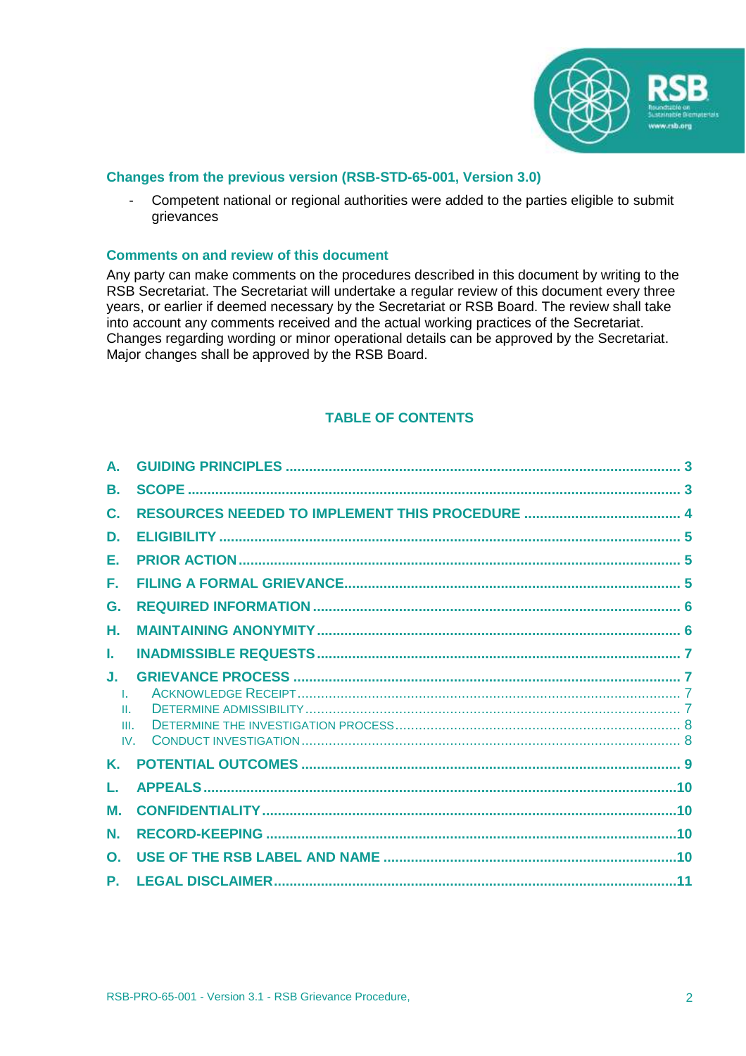### Changes from the previous version (RSB-STD-65-001, Version 3.0)

- Competent national or regional authorities were added to the parties eligible to submit grievances

### Comments on and review of this document

Any party can make comments on the procedures described in this document by writing to the RSB Secretariat. The Secretariat will undertake a regular review of this document every three years, or earlier if deemed necessary by the Secretariat or RSB Board. The review shall take into account any comments received and the actual working practices of the Secretariat. Changes regarding wording or minor operational details can be approved by the Secretariat. Major changes shall be approved by the RSB Board.

## TABLE OF CONTENTS

A. GUIDING PRINCIPLES ..... 3
B. SCOPE ..... 3
C. RESOURCES NEEDED TO IMPLEMENT THIS PROCEDURE ..... 4
D. ELIGIBILITY ..... 5
E. PRIOR ACTION ..... 5
F. FILING A FORMAL GRIEVANCE ..... 5
G. REQUIRED INFORMATION ..... 6
H. MAINTAINING ANONYMITY ..... 6
I. INADMISSIBLE REQUESTS ..... 7
J. GRIEVANCE PROCESS ..... 7
  I. ACKNOWLEDGE RECEIPT ..... 7
  II. DETERMINE ADMISSIBILITY ..... 7
  III. DETERMINE THE INVESTIGATION PROCESS ..... 8
  IV. CONDUCT INVESTIGATION ..... 8
K. POTENTIAL OUTCOMES ..... 9
L. APPEALS ..... 10
M. CONFIDENTIALITY ..... 10
N. RECORD-KEEPING ..... 10
O. USE OF THE RSB LABEL AND NAME ..... 10
P. LEGAL DISCLAIMER ..... 11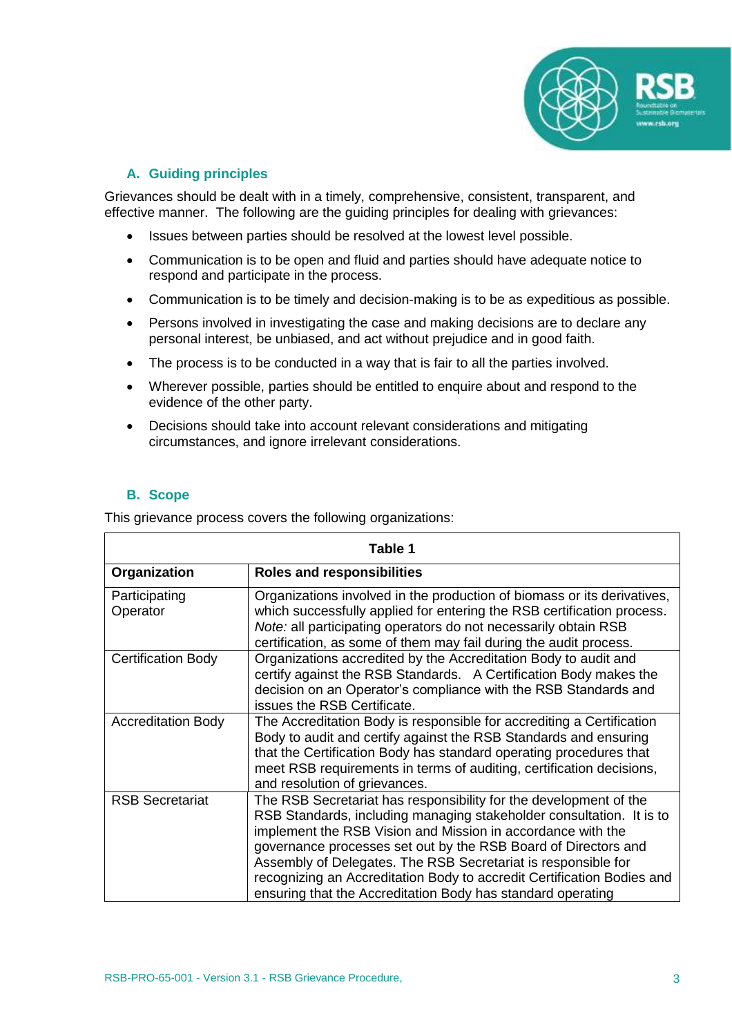### A. Guiding principles

Grievances should be dealt with in a timely, comprehensive, consistent, transparent, and effective manner. The following are the guiding principles for dealing with grievances:

- Issues between parties should be resolved at the lowest level possible.
- Communication is to be open and fluid and parties should have adequate notice to respond and participate in the process.
- Communication is to be timely and decision-making is to be as expeditious as possible.
- Persons involved in investigating the case and making decisions are to declare any personal interest, be unbiased, and act without prejudice and in good faith.
- The process is to be conducted in a way that is fair to all the parties involved.
- Wherever possible, parties should be entitled to enquire about and respond to the evidence of the other party.
- Decisions should take into account relevant considerations and mitigating circumstances, and ignore irrelevant considerations.

### B. Scope

This grievance process covers the following organizations:

**Table 1**

| Organization | Roles and responsibilities |
|---|---|
| Participating Operator | Organizations involved in the production of biomass or its derivatives, which successfully applied for entering the RSB certification process. *Note:* all participating operators do not necessarily obtain RSB certification, as some of them may fail during the audit process. |
| Certification Body | Organizations accredited by the Accreditation Body to audit and certify against the RSB Standards. A Certification Body makes the decision on an Operator's compliance with the RSB Standards and issues the RSB Certificate. |
| Accreditation Body | The Accreditation Body is responsible for accrediting a Certification Body to audit and certify against the RSB Standards and ensuring that the Certification Body has standard operating procedures that meet RSB requirements in terms of auditing, certification decisions, and resolution of grievances. |
| RSB Secretariat | The RSB Secretariat has responsibility for the development of the RSB Standards, including managing stakeholder consultation. It is to implement the RSB Vision and Mission in accordance with the governance processes set out by the RSB Board of Directors and Assembly of Delegates. The RSB Secretariat is responsible for recognizing an Accreditation Body to accredit Certification Bodies and ensuring that the Accreditation Body has standard operating |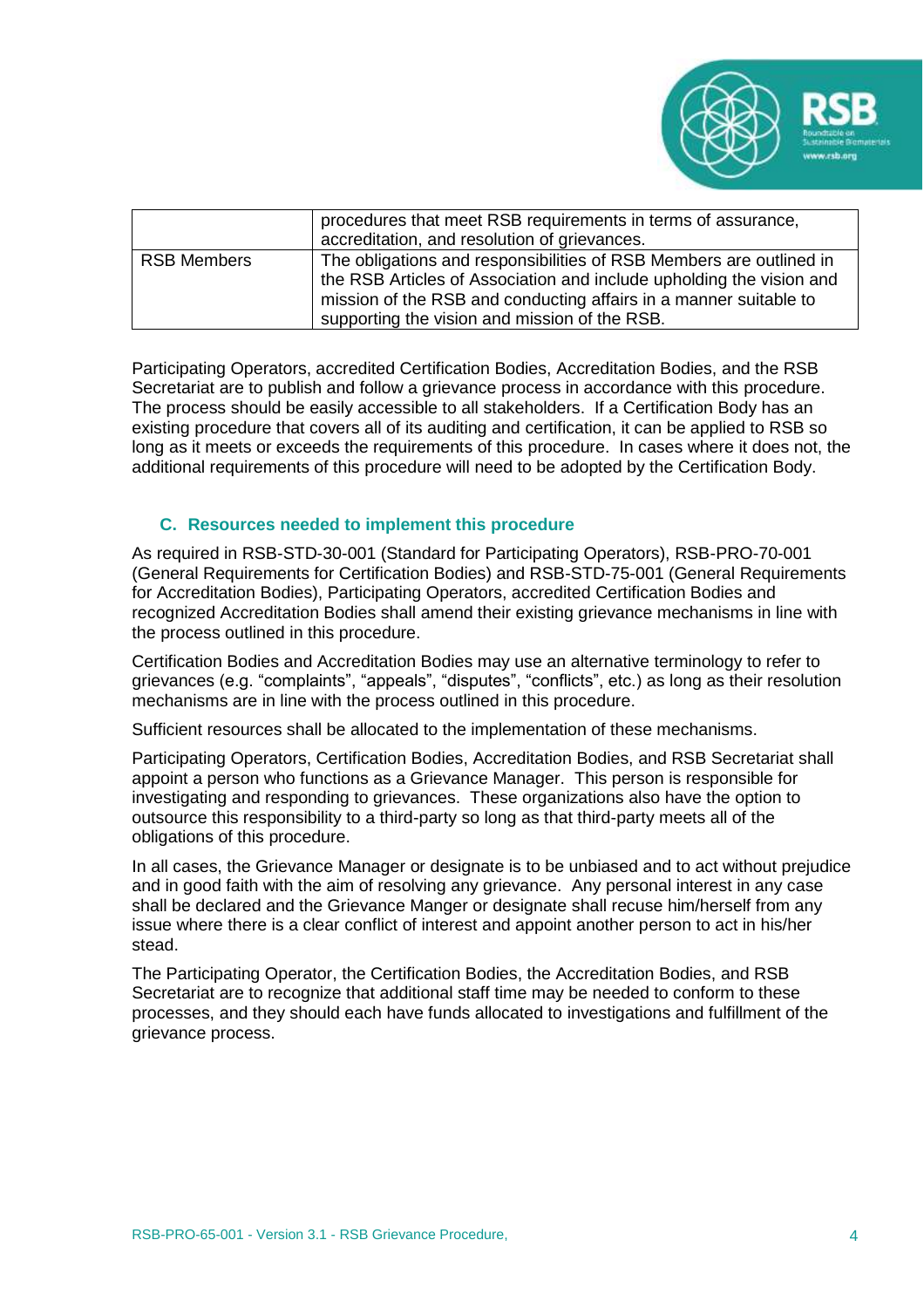| | |
|---|---|
| | procedures that meet RSB requirements in terms of assurance, accreditation, and resolution of grievances. |
| RSB Members | The obligations and responsibilities of RSB Members are outlined in the RSB Articles of Association and include upholding the vision and mission of the RSB and conducting affairs in a manner suitable to supporting the vision and mission of the RSB. |

Participating Operators, accredited Certification Bodies, Accreditation Bodies, and the RSB Secretariat are to publish and follow a grievance process in accordance with this procedure. The process should be easily accessible to all stakeholders. If a Certification Body has an existing procedure that covers all of its auditing and certification, it can be applied to RSB so long as it meets or exceeds the requirements of this procedure. In cases where it does not, the additional requirements of this procedure will need to be adopted by the Certification Body.

### C. Resources needed to implement this procedure

As required in RSB-STD-30-001 (Standard for Participating Operators), RSB-PRO-70-001 (General Requirements for Certification Bodies) and RSB-STD-75-001 (General Requirements for Accreditation Bodies), Participating Operators, accredited Certification Bodies and recognized Accreditation Bodies shall amend their existing grievance mechanisms in line with the process outlined in this procedure.

Certification Bodies and Accreditation Bodies may use an alternative terminology to refer to grievances (e.g. “complaints”, “appeals”, “disputes”, “conflicts”, etc.) as long as their resolution mechanisms are in line with the process outlined in this procedure.

Sufficient resources shall be allocated to the implementation of these mechanisms.

Participating Operators, Certification Bodies, Accreditation Bodies, and RSB Secretariat shall appoint a person who functions as a Grievance Manager. This person is responsible for investigating and responding to grievances. These organizations also have the option to outsource this responsibility to a third-party so long as that third-party meets all of the obligations of this procedure.

In all cases, the Grievance Manager or designate is to be unbiased and to act without prejudice and in good faith with the aim of resolving any grievance. Any personal interest in any case shall be declared and the Grievance Manger or designate shall recuse him/herself from any issue where there is a clear conflict of interest and appoint another person to act in his/her stead.

The Participating Operator, the Certification Bodies, the Accreditation Bodies, and RSB Secretariat are to recognize that additional staff time may be needed to conform to these processes, and they should each have funds allocated to investigations and fulfillment of the grievance process.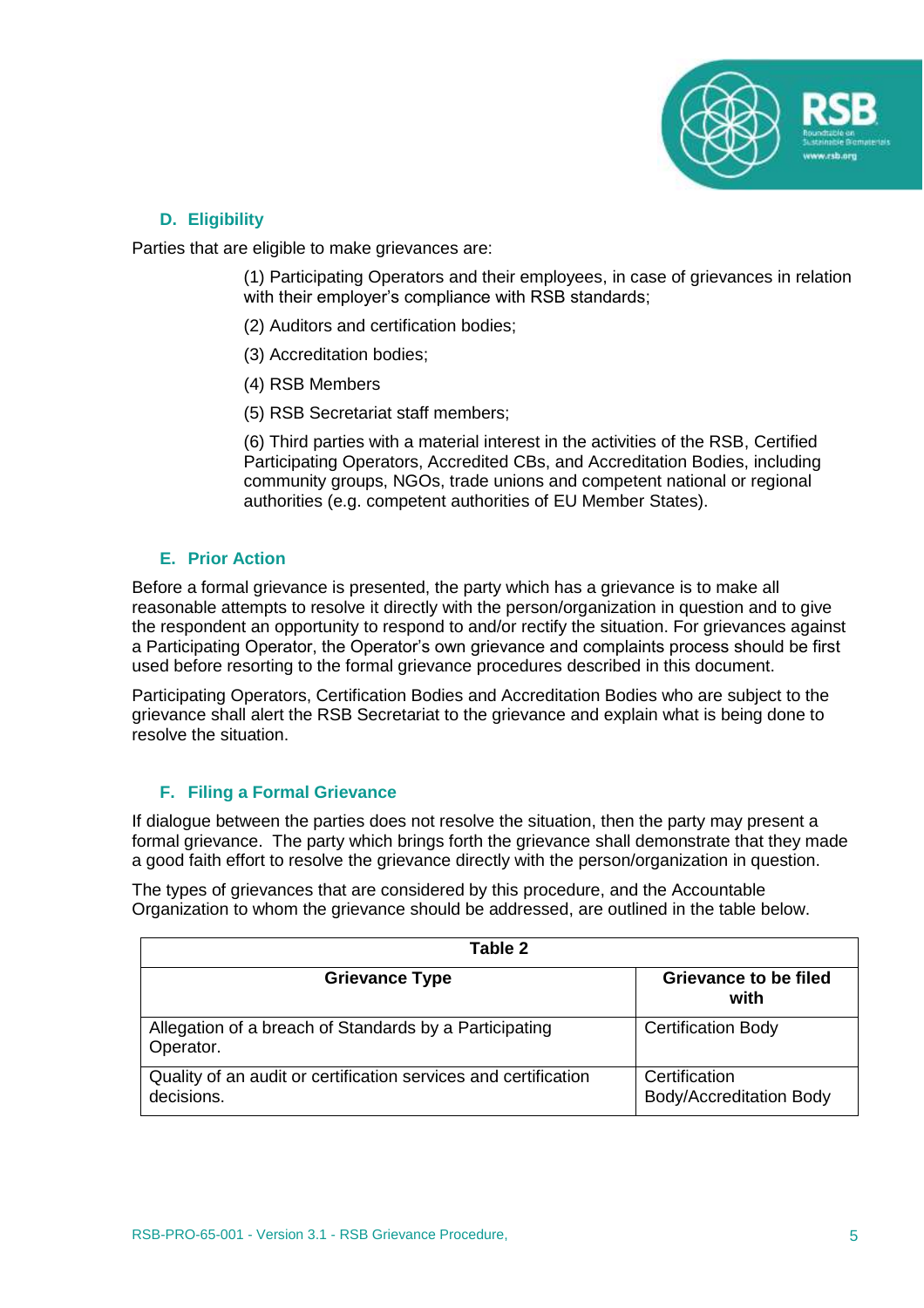### D. Eligibility

Parties that are eligible to make grievances are:

(1) Participating Operators and their employees, in case of grievances in relation with their employer's compliance with RSB standards;

(2) Auditors and certification bodies;

(3) Accreditation bodies;

(4) RSB Members

(5) RSB Secretariat staff members;

(6) Third parties with a material interest in the activities of the RSB, Certified Participating Operators, Accredited CBs, and Accreditation Bodies, including community groups, NGOs, trade unions and competent national or regional authorities (e.g. competent authorities of EU Member States).

### E. Prior Action

Before a formal grievance is presented, the party which has a grievance is to make all reasonable attempts to resolve it directly with the person/organization in question and to give the respondent an opportunity to respond to and/or rectify the situation. For grievances against a Participating Operator, the Operator's own grievance and complaints process should be first used before resorting to the formal grievance procedures described in this document.

Participating Operators, Certification Bodies and Accreditation Bodies who are subject to the grievance shall alert the RSB Secretariat to the grievance and explain what is being done to resolve the situation.

### F. Filing a Formal Grievance

If dialogue between the parties does not resolve the situation, then the party may present a formal grievance. The party which brings forth the grievance shall demonstrate that they made a good faith effort to resolve the grievance directly with the person/organization in question.

The types of grievances that are considered by this procedure, and the Accountable Organization to whom the grievance should be addressed, are outlined in the table below.

**Table 2**

| Grievance Type | Grievance to be filed with |
|---|---|
| Allegation of a breach of Standards by a Participating Operator. | Certification Body |
| Quality of an audit or certification services and certification decisions. | Certification Body/Accreditation Body |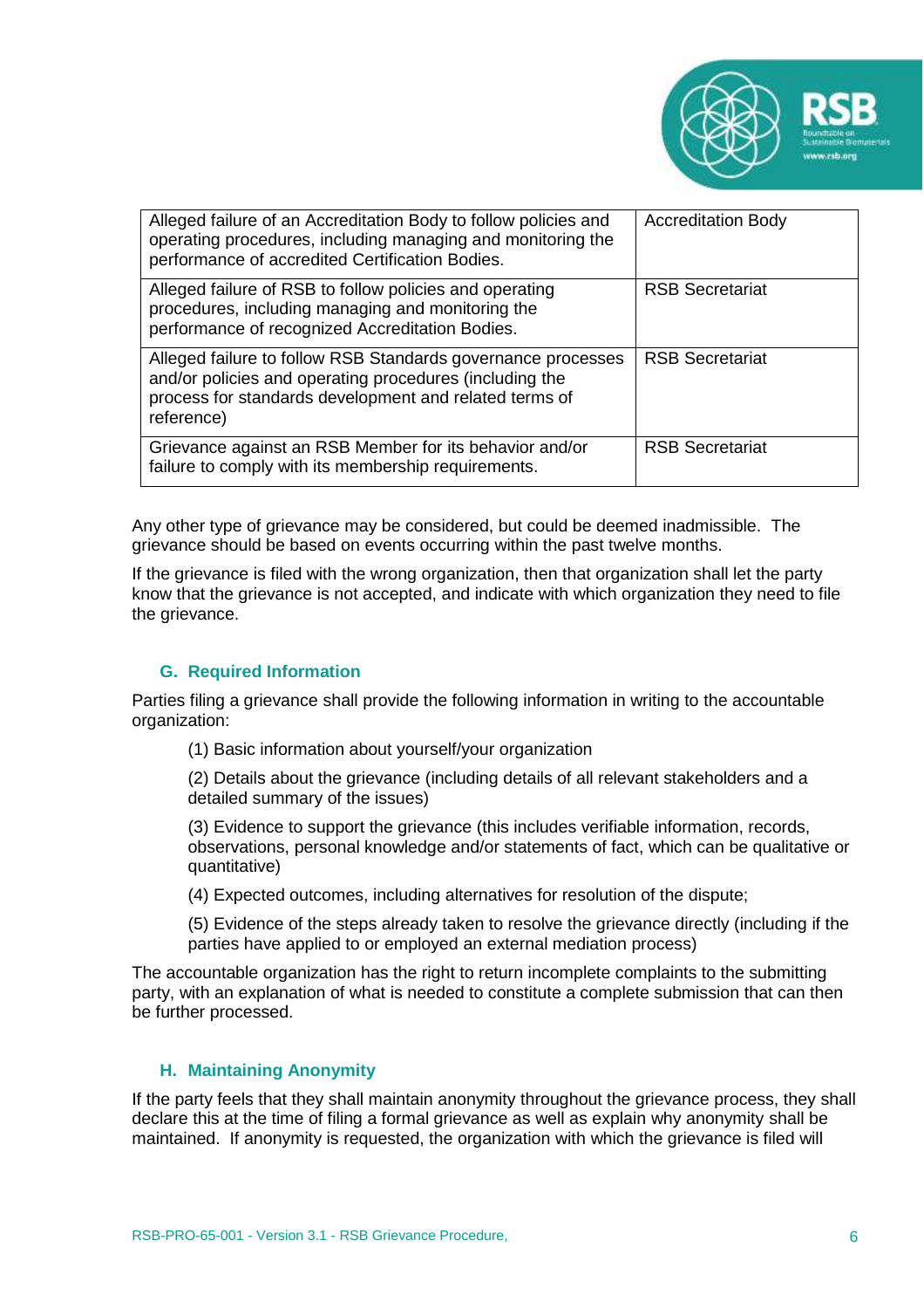| Alleged failure of an Accreditation Body to follow policies and operating procedures, including managing and monitoring the performance of accredited Certification Bodies. | Accreditation Body |
|---|---|
| Alleged failure of RSB to follow policies and operating procedures, including managing and monitoring the performance of recognized Accreditation Bodies. | RSB Secretariat |
| Alleged failure to follow RSB Standards governance processes and/or policies and operating procedures (including the process for standards development and related terms of reference) | RSB Secretariat |
| Grievance against an RSB Member for its behavior and/or failure to comply with its membership requirements. | RSB Secretariat |

Any other type of grievance may be considered, but could be deemed inadmissible. The grievance should be based on events occurring within the past twelve months.

If the grievance is filed with the wrong organization, then that organization shall let the party know that the grievance is not accepted, and indicate with which organization they need to file the grievance.

## G. Required Information

Parties filing a grievance shall provide the following information in writing to the accountable organization:

(1) Basic information about yourself/your organization

(2) Details about the grievance (including details of all relevant stakeholders and a detailed summary of the issues)

(3) Evidence to support the grievance (this includes verifiable information, records, observations, personal knowledge and/or statements of fact, which can be qualitative or quantitative)

(4) Expected outcomes, including alternatives for resolution of the dispute;

(5) Evidence of the steps already taken to resolve the grievance directly (including if the parties have applied to or employed an external mediation process)

The accountable organization has the right to return incomplete complaints to the submitting party, with an explanation of what is needed to constitute a complete submission that can then be further processed.

## H. Maintaining Anonymity

If the party feels that they shall maintain anonymity throughout the grievance process, they shall declare this at the time of filing a formal grievance as well as explain why anonymity shall be maintained. If anonymity is requested, the organization with which the grievance is filed will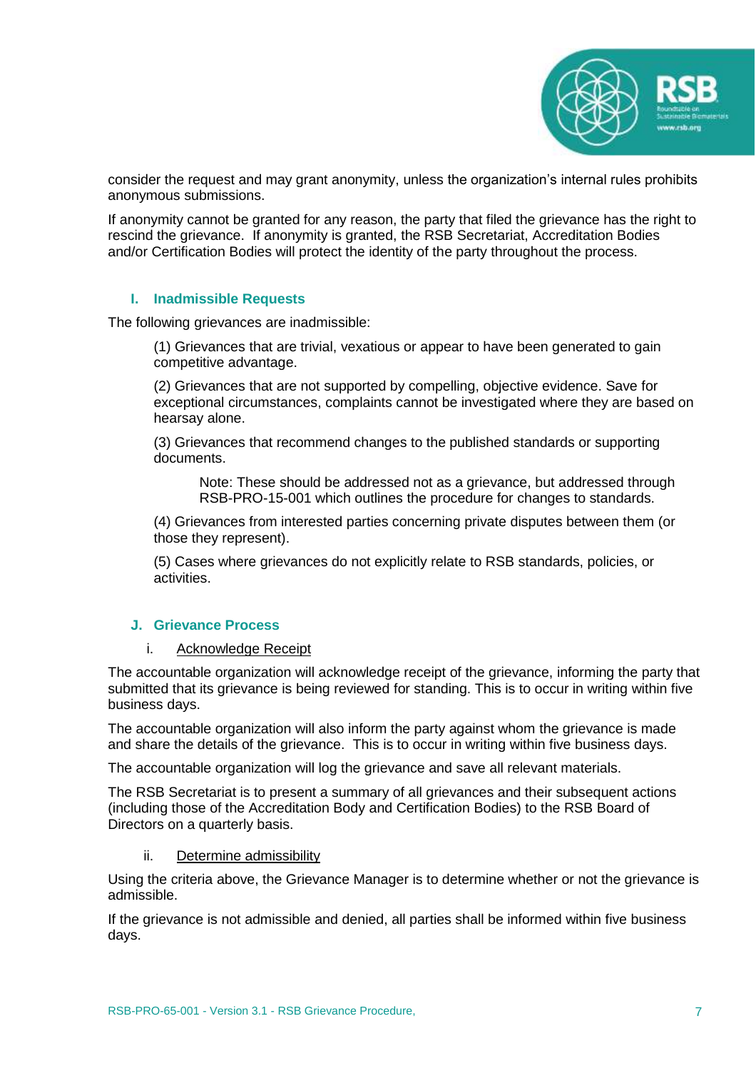consider the request and may grant anonymity, unless the organization's internal rules prohibits anonymous submissions.

If anonymity cannot be granted for any reason, the party that filed the grievance has the right to rescind the grievance. If anonymity is granted, the RSB Secretariat, Accreditation Bodies and/or Certification Bodies will protect the identity of the party throughout the process.

## I. Inadmissible Requests

The following grievances are inadmissible:

(1) Grievances that are trivial, vexatious or appear to have been generated to gain competitive advantage.

(2) Grievances that are not supported by compelling, objective evidence. Save for exceptional circumstances, complaints cannot be investigated where they are based on hearsay alone.

(3) Grievances that recommend changes to the published standards or supporting documents.

> Note: These should be addressed not as a grievance, but addressed through RSB-PRO-15-001 which outlines the procedure for changes to standards.

(4) Grievances from interested parties concerning private disputes between them (or those they represent).

(5) Cases where grievances do not explicitly relate to RSB standards, policies, or activities.

## J. Grievance Process

### i. Acknowledge Receipt

The accountable organization will acknowledge receipt of the grievance, informing the party that submitted that its grievance is being reviewed for standing. This is to occur in writing within five business days.

The accountable organization will also inform the party against whom the grievance is made and share the details of the grievance. This is to occur in writing within five business days.

The accountable organization will log the grievance and save all relevant materials.

The RSB Secretariat is to present a summary of all grievances and their subsequent actions (including those of the Accreditation Body and Certification Bodies) to the RSB Board of Directors on a quarterly basis.

### ii. Determine admissibility

Using the criteria above, the Grievance Manager is to determine whether or not the grievance is admissible.

If the grievance is not admissible and denied, all parties shall be informed within five business days.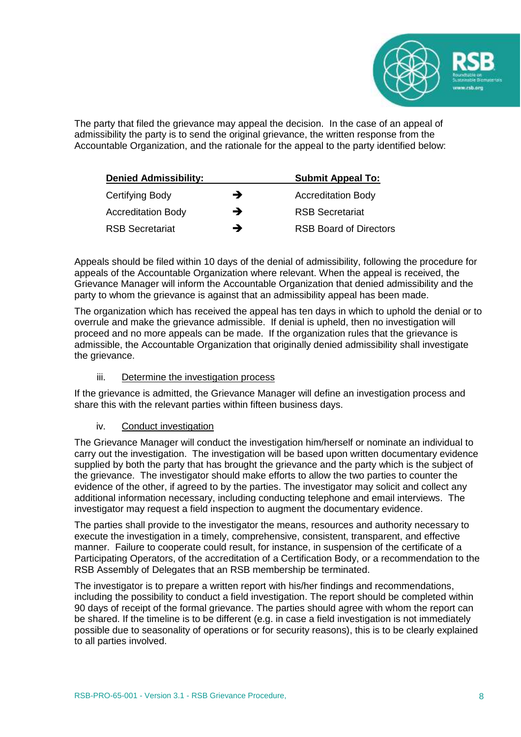The party that filed the grievance may appeal the decision. In the case of an appeal of admissibility the party is to send the original grievance, the written response from the Accountable Organization, and the rationale for the appeal to the party identified below:

| Denied Admissibility: | | Submit Appeal To: |
|---|---|---|
| Certifying Body | ➔ | Accreditation Body |
| Accreditation Body | ➔ | RSB Secretariat |
| RSB Secretariat | ➔ | RSB Board of Directors |

Appeals should be filed within 10 days of the denial of admissibility, following the procedure for appeals of the Accountable Organization where relevant. When the appeal is received, the Grievance Manager will inform the Accountable Organization that denied admissibility and the party to whom the grievance is against that an admissibility appeal has been made.

The organization which has received the appeal has ten days in which to uphold the denial or to overrule and make the grievance admissible. If denial is upheld, then no investigation will proceed and no more appeals can be made. If the organization rules that the grievance is admissible, the Accountable Organization that originally denied admissibility shall investigate the grievance.

iii. Determine the investigation process

If the grievance is admitted, the Grievance Manager will define an investigation process and share this with the relevant parties within fifteen business days.

iv. Conduct investigation

The Grievance Manager will conduct the investigation him/herself or nominate an individual to carry out the investigation. The investigation will be based upon written documentary evidence supplied by both the party that has brought the grievance and the party which is the subject of the grievance. The investigator should make efforts to allow the two parties to counter the evidence of the other, if agreed to by the parties. The investigator may solicit and collect any additional information necessary, including conducting telephone and email interviews. The investigator may request a field inspection to augment the documentary evidence.

The parties shall provide to the investigator the means, resources and authority necessary to execute the investigation in a timely, comprehensive, consistent, transparent, and effective manner. Failure to cooperate could result, for instance, in suspension of the certificate of a Participating Operators, of the accreditation of a Certification Body, or a recommendation to the RSB Assembly of Delegates that an RSB membership be terminated.

The investigator is to prepare a written report with his/her findings and recommendations, including the possibility to conduct a field investigation. The report should be completed within 90 days of receipt of the formal grievance. The parties should agree with whom the report can be shared. If the timeline is to be different (e.g. in case a field investigation is not immediately possible due to seasonality of operations or for security reasons), this is to be clearly explained to all parties involved.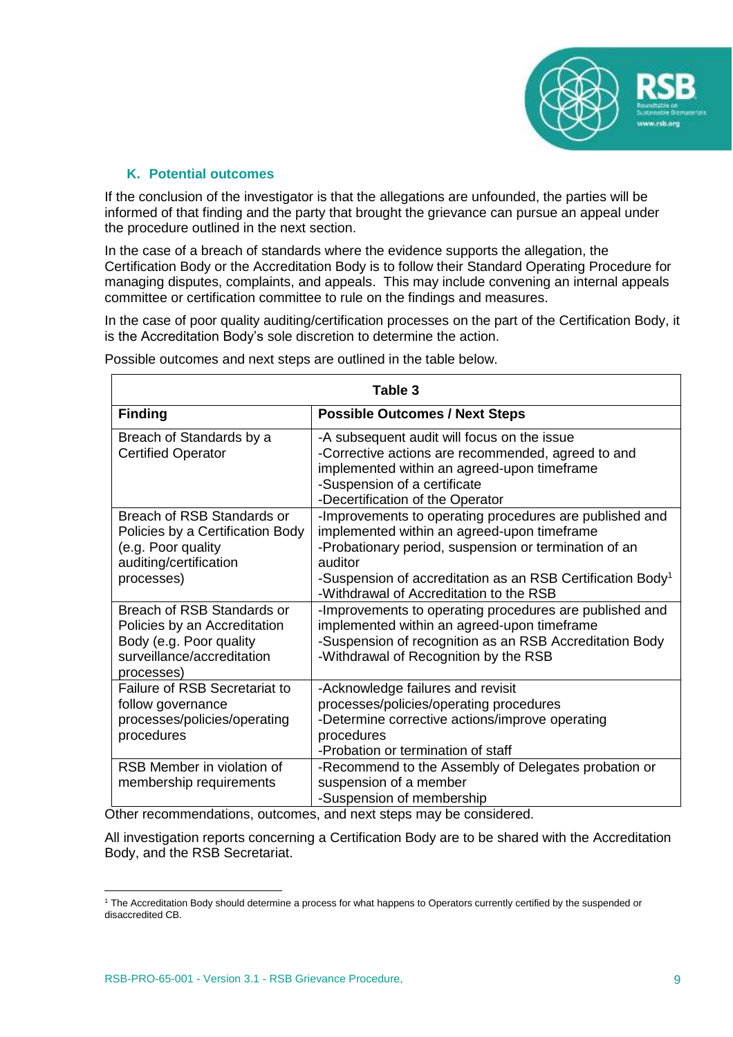### K. Potential outcomes

If the conclusion of the investigator is that the allegations are unfounded, the parties will be informed of that finding and the party that brought the grievance can pursue an appeal under the procedure outlined in the next section.

In the case of a breach of standards where the evidence supports the allegation, the Certification Body or the Accreditation Body is to follow their Standard Operating Procedure for managing disputes, complaints, and appeals. This may include convening an internal appeals committee or certification committee to rule on the findings and measures.

In the case of poor quality auditing/certification processes on the part of the Certification Body, it is the Accreditation Body's sole discretion to determine the action.

Possible outcomes and next steps are outlined in the table below.

**Table 3**

| Finding | Possible Outcomes / Next Steps |
| --- | --- |
| Breach of Standards by a Certified Operator | -A subsequent audit will focus on the issue<br>-Corrective actions are recommended, agreed to and implemented within an agreed-upon timeframe<br>-Suspension of a certificate<br>-Decertification of the Operator |
| Breach of RSB Standards or Policies by a Certification Body (e.g. Poor quality auditing/certification processes) | -Improvements to operating procedures are published and implemented within an agreed-upon timeframe<br>-Probationary period, suspension or termination of an auditor<br>-Suspension of accreditation as an RSB Certification Body[1]<br>-Withdrawal of Accreditation to the RSB |
| Breach of RSB Standards or Policies by an Accreditation Body (e.g. Poor quality surveillance/accreditation processes) | -Improvements to operating procedures are published and implemented within an agreed-upon timeframe<br>-Suspension of recognition as an RSB Accreditation Body<br>-Withdrawal of Recognition by the RSB |
| Failure of RSB Secretariat to follow governance processes/policies/operating procedures | -Acknowledge failures and revisit processes/policies/operating procedures<br>-Determine corrective actions/improve operating procedures<br>-Probation or termination of staff |
| RSB Member in violation of membership requirements | -Recommend to the Assembly of Delegates probation or suspension of a member<br>-Suspension of membership |

Other recommendations, outcomes, and next steps may be considered.

All investigation reports concerning a Certification Body are to be shared with the Accreditation Body, and the RSB Secretariat.

[1] The Accreditation Body should determine a process for what happens to Operators currently certified by the suspended or disaccredited CB.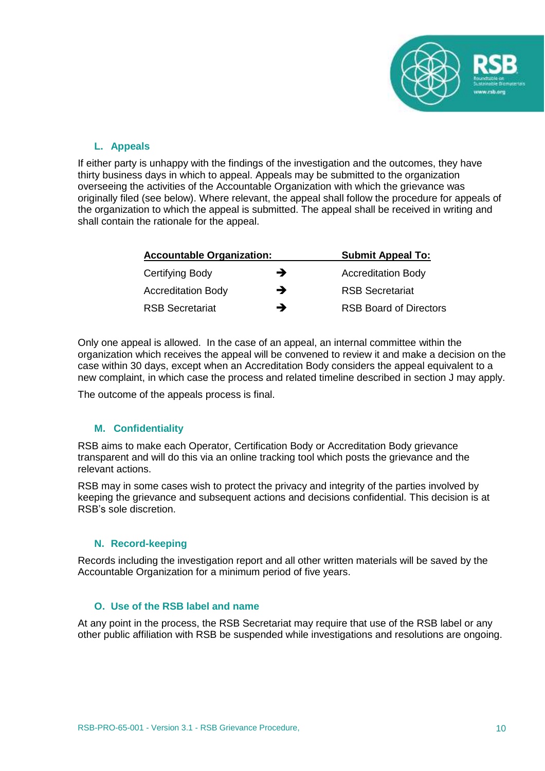## L. Appeals

If either party is unhappy with the findings of the investigation and the outcomes, they have thirty business days in which to appeal. Appeals may be submitted to the organization overseeing the activities of the Accountable Organization with which the grievance was originally filed (see below). Where relevant, the appeal shall follow the procedure for appeals of the organization to which the appeal is submitted. The appeal shall be received in writing and shall contain the rationale for the appeal.

| **Accountable Organization:** | | **Submit Appeal To:** |
|---|---|---|
| Certifying Body | ➔ | Accreditation Body |
| Accreditation Body | ➔ | RSB Secretariat |
| RSB Secretariat | ➔ | RSB Board of Directors |

Only one appeal is allowed. In the case of an appeal, an internal committee within the organization which receives the appeal will be convened to review it and make a decision on the case within 30 days, except when an Accreditation Body considers the appeal equivalent to a new complaint, in which case the process and related timeline described in section J may apply.

The outcome of the appeals process is final.

## M. Confidentiality

RSB aims to make each Operator, Certification Body or Accreditation Body grievance transparent and will do this via an online tracking tool which posts the grievance and the relevant actions.

RSB may in some cases wish to protect the privacy and integrity of the parties involved by keeping the grievance and subsequent actions and decisions confidential. This decision is at RSB's sole discretion.

## N. Record-keeping

Records including the investigation report and all other written materials will be saved by the Accountable Organization for a minimum period of five years.

## O. Use of the RSB label and name

At any point in the process, the RSB Secretariat may require that use of the RSB label or any other public affiliation with RSB be suspended while investigations and resolutions are ongoing.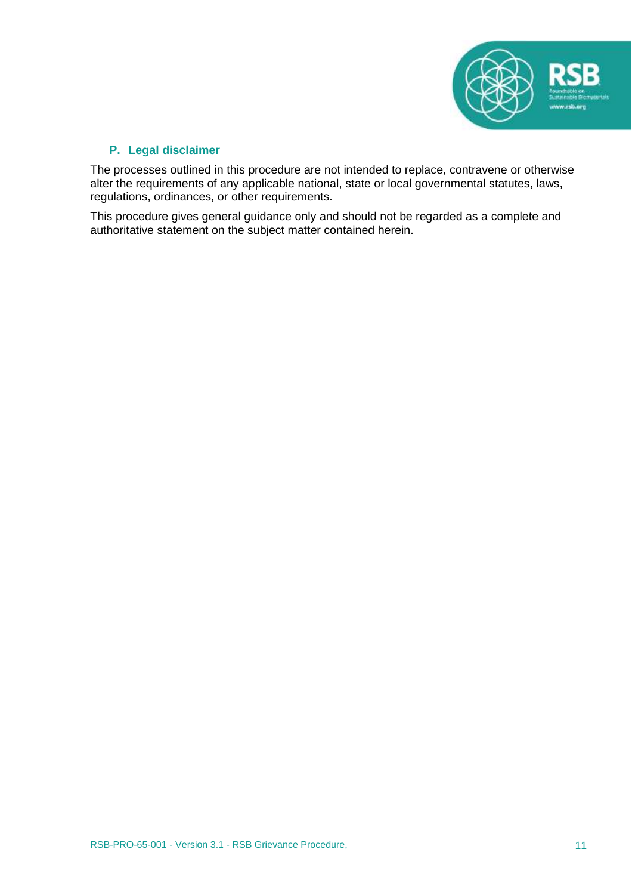## P. Legal disclaimer

The processes outlined in this procedure are not intended to replace, contravene or otherwise alter the requirements of any applicable national, state or local governmental statutes, laws, regulations, ordinances, or other requirements.

This procedure gives general guidance only and should not be regarded as a complete and authoritative statement on the subject matter contained herein.